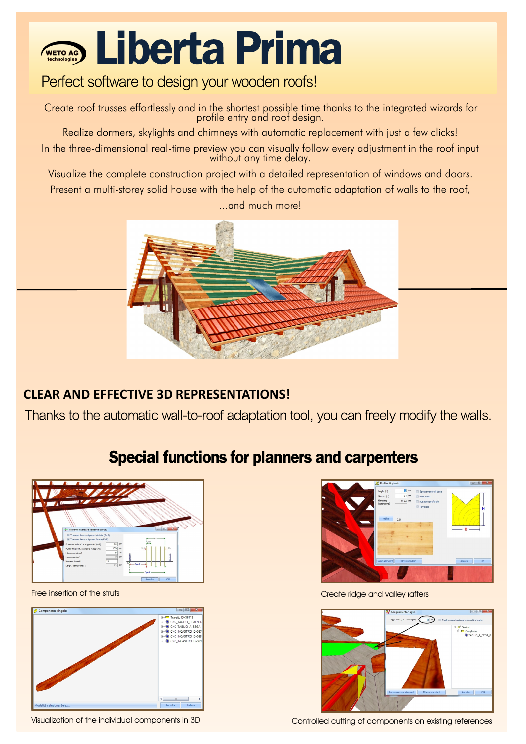# Liberta Prima

WETO AG technologies

Perfect software to design your wooden roofs!

Create roof trusses effortlessly and in the shortest possible time thanks to the integrated wizards for profile entry and roof design.

Realize dormers, skylights and chimneys with automatic replacement with just a few clicks!

In the three-dimensional real-time preview you can visually follow every adjustment in the roof input without any time delay.

Visualize the complete construction project with a detailed representation of windows and doors.

Present a multi-storey solid house with the help of the automatic adaptation of walls to the roof,

...and much more!

**CLEAR AND EFFECTIVE 3D REPRESENTATIONS!**

Thanks to the automatic wall-to-roof adaptation tool, you can freely modify the walls.

## Special functions for planners and carpenters

Free insertion of the struts

Create ridge and valley rafters

Visualization of the individual components in 3D

Controlled cutting of components on existing references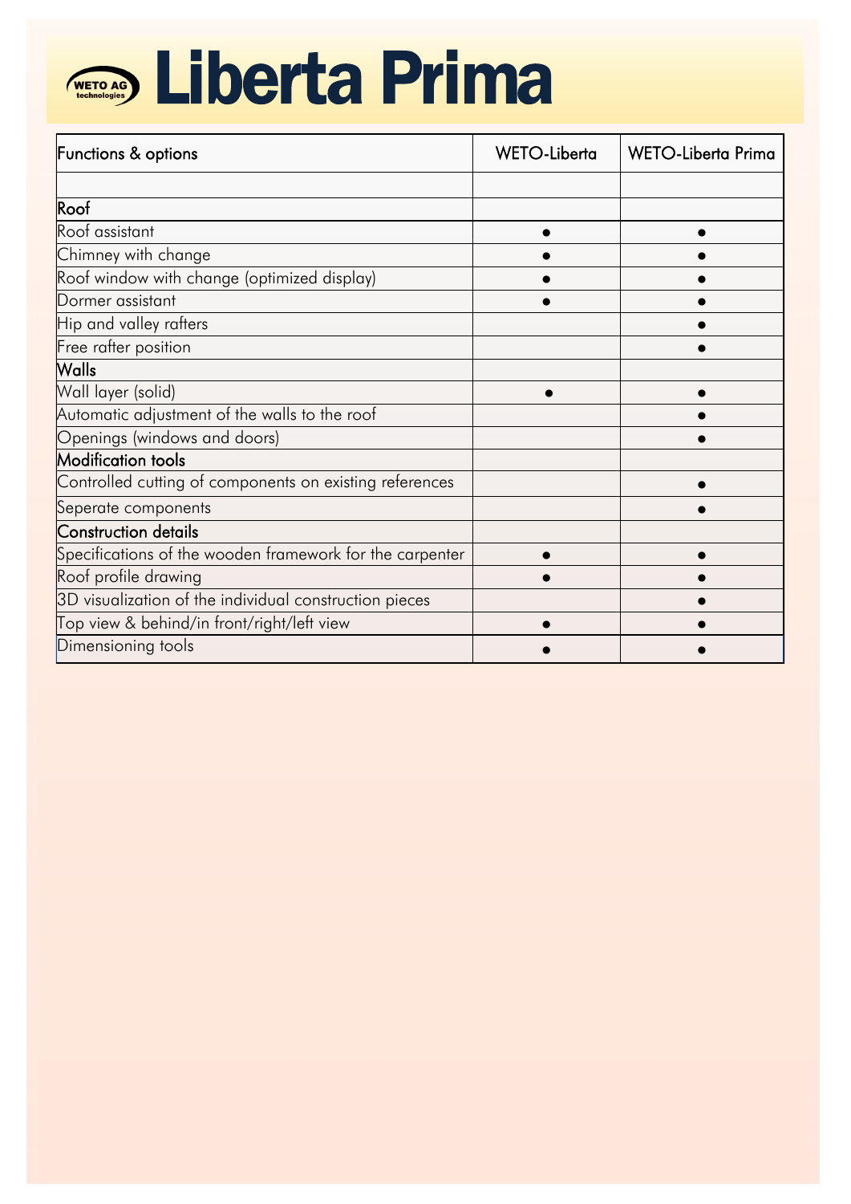# WETO AG technologies Liberta Prima

| Functions & options | WETO-Liberta | WETO-Liberta Prima |
|---|---|---|
| | | |
| **Roof** | | |
| Roof assistant | ● | ● |
| Chimney with change | ● | ● |
| Roof window with change (optimized display) | ● | ● |
| Dormer assistant | ● | ● |
| Hip and valley rafters | | ● |
| Free rafter position | | ● |
| **Walls** | | |
| Wall layer (solid) | ● | ● |
| Automatic adjustment of the walls to the roof | | ● |
| Openings (windows and doors) | | ● |
| **Modification tools** | | |
| Controlled cutting of components on existing references | | ● |
| Seperate components | | ● |
| **Construction details** | | |
| Specifications of the wooden framework for the carpenter | ● | ● |
| Roof profile drawing | ● | ● |
| 3D visualization of the individual construction pieces | | ● |
| Top view & behind/in front/right/left view | ● | ● |
| Dimensioning tools | ● | ● |